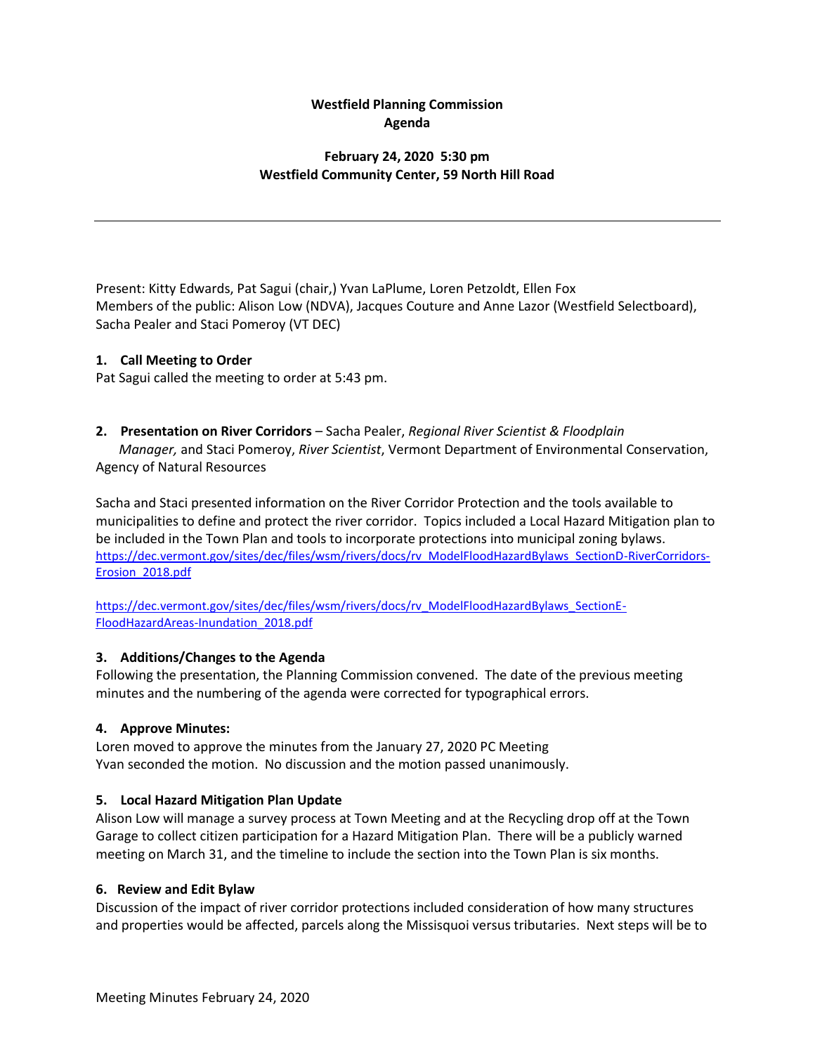**Westfield Planning Commission**
**Agenda**

**February 24, 2020 5:30 pm**
**Westfield Community Center, 59 North Hill Road**

---

Present: Kitty Edwards, Pat Sagui (chair,) Yvan LaPlume, Loren Petzoldt, Ellen Fox
Members of the public: Alison Low (NDVA), Jacques Couture and Anne Lazor (Westfield Selectboard), Sacha Pealer and Staci Pomeroy (VT DEC)

### 1. Call Meeting to Order

Pat Sagui called the meeting to order at 5:43 pm.

### 2. Presentation on River Corridors – Sacha Pealer, *Regional River Scientist & Floodplain Manager,* and Staci Pomeroy, *River Scientist*, Vermont Department of Environmental Conservation, Agency of Natural Resources

Sacha and Staci presented information on the River Corridor Protection and the tools available to municipalities to define and protect the river corridor. Topics included a Local Hazard Mitigation plan to be included in the Town Plan and tools to incorporate protections into municipal zoning bylaws.
https://dec.vermont.gov/sites/dec/files/wsm/rivers/docs/rv_ModelFloodHazardBylaws_SectionD-RiverCorridors-Erosion_2018.pdf

https://dec.vermont.gov/sites/dec/files/wsm/rivers/docs/rv_ModelFloodHazardBylaws_SectionE-FloodHazardAreas-Inundation_2018.pdf

### 3. Additions/Changes to the Agenda

Following the presentation, the Planning Commission convened. The date of the previous meeting minutes and the numbering of the agenda were corrected for typographical errors.

### 4. Approve Minutes:

Loren moved to approve the minutes from the January 27, 2020 PC Meeting
Yvan seconded the motion. No discussion and the motion passed unanimously.

### 5. Local Hazard Mitigation Plan Update

Alison Low will manage a survey process at Town Meeting and at the Recycling drop off at the Town Garage to collect citizen participation for a Hazard Mitigation Plan. There will be a publicly warned meeting on March 31, and the timeline to include the section into the Town Plan is six months.

### 6. Review and Edit Bylaw

Discussion of the impact of river corridor protections included consideration of how many structures and properties would be affected, parcels along the Missisquoi versus tributaries. Next steps will be to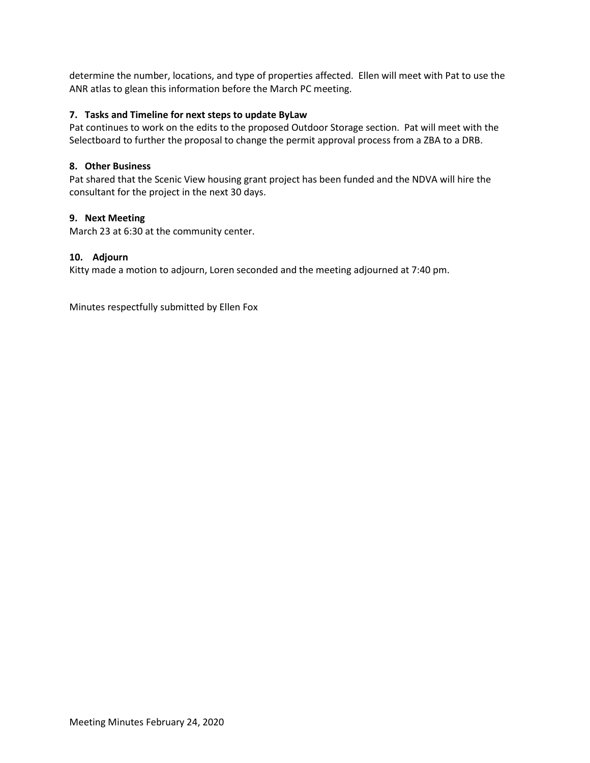determine the number, locations, and type of properties affected. Ellen will meet with Pat to use the ANR atlas to glean this information before the March PC meeting.

**7. Tasks and Timeline for next steps to update ByLaw**

Pat continues to work on the edits to the proposed Outdoor Storage section. Pat will meet with the Selectboard to further the proposal to change the permit approval process from a ZBA to a DRB.

**8. Other Business**

Pat shared that the Scenic View housing grant project has been funded and the NDVA will hire the consultant for the project in the next 30 days.

**9. Next Meeting**

March 23 at 6:30 at the community center.

**10. Adjourn**

Kitty made a motion to adjourn, Loren seconded and the meeting adjourned at 7:40 pm.

Minutes respectfully submitted by Ellen Fox